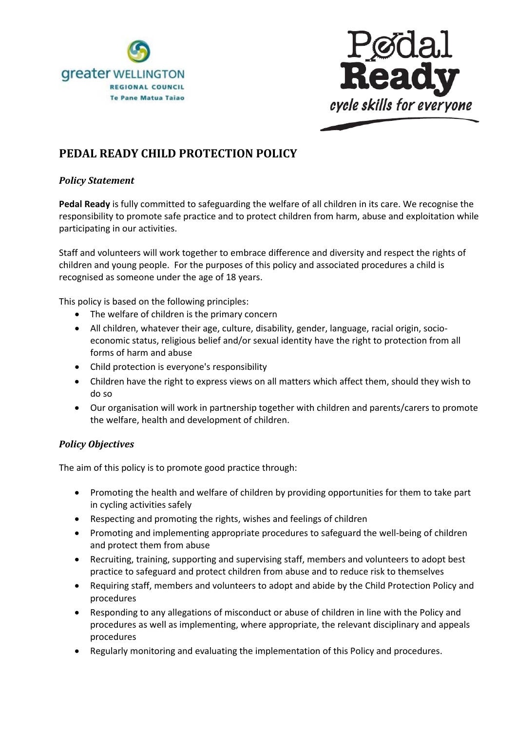# PEDAL READY CHILD PROTECTION POLICY

### *Policy Statement*

**Pedal Ready** is fully committed to safeguarding the welfare of all children in its care. We recognise the responsibility to promote safe practice and to protect children from harm, abuse and exploitation while participating in our activities.

Staff and volunteers will work together to embrace difference and diversity and respect the rights of children and young people. For the purposes of this policy and associated procedures a child is recognised as someone under the age of 18 years.

This policy is based on the following principles:

- The welfare of children is the primary concern
- All children, whatever their age, culture, disability, gender, language, racial origin, socio-economic status, religious belief and/or sexual identity have the right to protection from all forms of harm and abuse
- Child protection is everyone's responsibility
- Children have the right to express views on all matters which affect them, should they wish to do so
- Our organisation will work in partnership together with children and parents/carers to promote the welfare, health and development of children.

### *Policy Objectives*

The aim of this policy is to promote good practice through:

- Promoting the health and welfare of children by providing opportunities for them to take part in cycling activities safely
- Respecting and promoting the rights, wishes and feelings of children
- Promoting and implementing appropriate procedures to safeguard the well-being of children and protect them from abuse
- Recruiting, training, supporting and supervising staff, members and volunteers to adopt best practice to safeguard and protect children from abuse and to reduce risk to themselves
- Requiring staff, members and volunteers to adopt and abide by the Child Protection Policy and procedures
- Responding to any allegations of misconduct or abuse of children in line with the Policy and procedures as well as implementing, where appropriate, the relevant disciplinary and appeals procedures
- Regularly monitoring and evaluating the implementation of this Policy and procedures.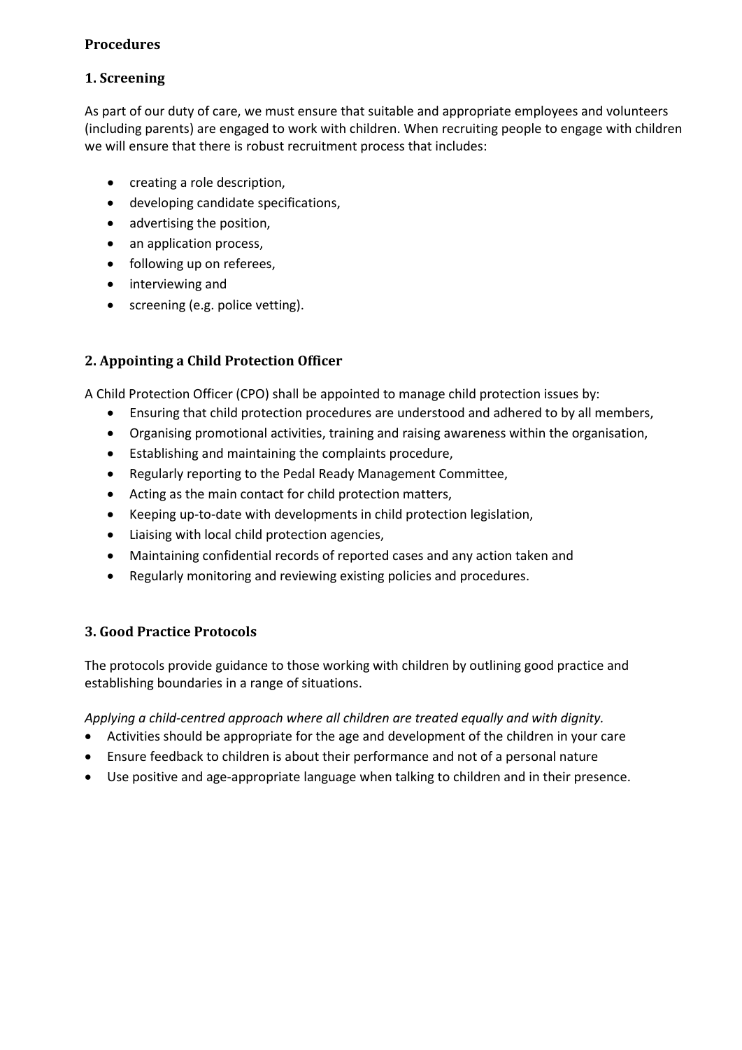**Procedures**

## 1. Screening

As part of our duty of care, we must ensure that suitable and appropriate employees and volunteers (including parents) are engaged to work with children. When recruiting people to engage with children we will ensure that there is robust recruitment process that includes:

- creating a role description,
- developing candidate specifications,
- advertising the position,
- an application process,
- following up on referees,
- interviewing and
- screening (e.g. police vetting).

## 2. Appointing a Child Protection Officer

A Child Protection Officer (CPO) shall be appointed to manage child protection issues by:

- Ensuring that child protection procedures are understood and adhered to by all members,
- Organising promotional activities, training and raising awareness within the organisation,
- Establishing and maintaining the complaints procedure,
- Regularly reporting to the Pedal Ready Management Committee,
- Acting as the main contact for child protection matters,
- Keeping up-to-date with developments in child protection legislation,
- Liaising with local child protection agencies,
- Maintaining confidential records of reported cases and any action taken and
- Regularly monitoring and reviewing existing policies and procedures.

## 3. Good Practice Protocols

The protocols provide guidance to those working with children by outlining good practice and establishing boundaries in a range of situations.

*Applying a child-centred approach where all children are treated equally and with dignity.*

- Activities should be appropriate for the age and development of the children in your care
- Ensure feedback to children is about their performance and not of a personal nature
- Use positive and age-appropriate language when talking to children and in their presence.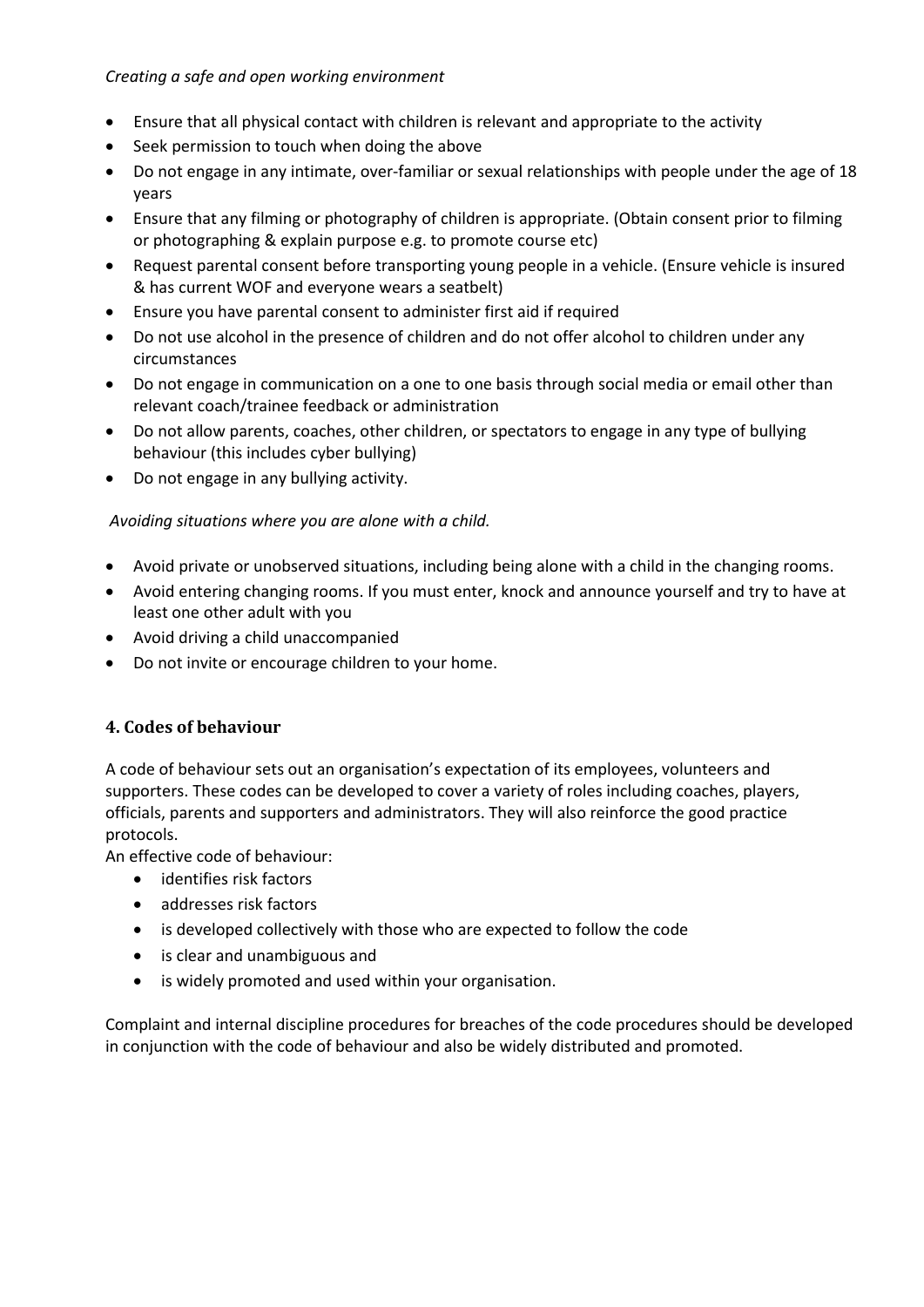*Creating a safe and open working environment*

- Ensure that all physical contact with children is relevant and appropriate to the activity
- Seek permission to touch when doing the above
- Do not engage in any intimate, over-familiar or sexual relationships with people under the age of 18 years
- Ensure that any filming or photography of children is appropriate. (Obtain consent prior to filming or photographing & explain purpose e.g. to promote course etc)
- Request parental consent before transporting young people in a vehicle. (Ensure vehicle is insured & has current WOF and everyone wears a seatbelt)
- Ensure you have parental consent to administer first aid if required
- Do not use alcohol in the presence of children and do not offer alcohol to children under any circumstances
- Do not engage in communication on a one to one basis through social media or email other than relevant coach/trainee feedback or administration
- Do not allow parents, coaches, other children, or spectators to engage in any type of bullying behaviour (this includes cyber bullying)
- Do not engage in any bullying activity.

*Avoiding situations where you are alone with a child.*

- Avoid private or unobserved situations, including being alone with a child in the changing rooms.
- Avoid entering changing rooms. If you must enter, knock and announce yourself and try to have at least one other adult with you
- Avoid driving a child unaccompanied
- Do not invite or encourage children to your home.

## 4. Codes of behaviour

A code of behaviour sets out an organisation's expectation of its employees, volunteers and supporters. These codes can be developed to cover a variety of roles including coaches, players, officials, parents and supporters and administrators. They will also reinforce the good practice protocols.

An effective code of behaviour:

- identifies risk factors
- addresses risk factors
- is developed collectively with those who are expected to follow the code
- is clear and unambiguous and
- is widely promoted and used within your organisation.

Complaint and internal discipline procedures for breaches of the code procedures should be developed in conjunction with the code of behaviour and also be widely distributed and promoted.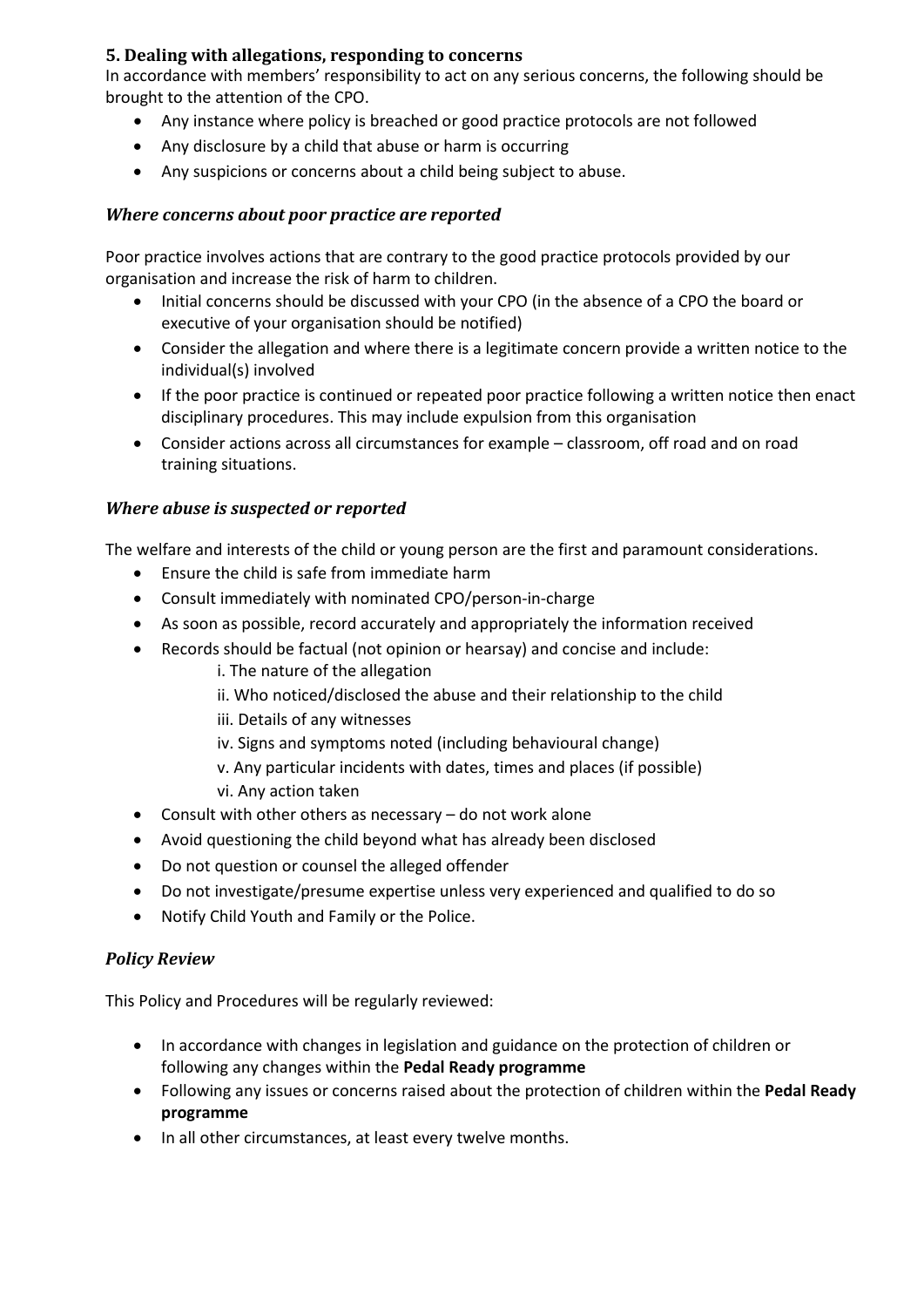## 5. Dealing with allegations, responding to concerns

In accordance with members' responsibility to act on any serious concerns, the following should be brought to the attention of the CPO.

- Any instance where policy is breached or good practice protocols are not followed
- Any disclosure by a child that abuse or harm is occurring
- Any suspicions or concerns about a child being subject to abuse.

### *Where concerns about poor practice are reported*

Poor practice involves actions that are contrary to the good practice protocols provided by our organisation and increase the risk of harm to children.

- Initial concerns should be discussed with your CPO (in the absence of a CPO the board or executive of your organisation should be notified)
- Consider the allegation and where there is a legitimate concern provide a written notice to the individual(s) involved
- If the poor practice is continued or repeated poor practice following a written notice then enact disciplinary procedures. This may include expulsion from this organisation
- Consider actions across all circumstances for example – classroom, off road and on road training situations.

### *Where abuse is suspected or reported*

The welfare and interests of the child or young person are the first and paramount considerations.

- Ensure the child is safe from immediate harm
- Consult immediately with nominated CPO/person-in-charge
- As soon as possible, record accurately and appropriately the information received
- Records should be factual (not opinion or hearsay) and concise and include:
  - i. The nature of the allegation
  - ii. Who noticed/disclosed the abuse and their relationship to the child
  - iii. Details of any witnesses
  - iv. Signs and symptoms noted (including behavioural change)
  - v. Any particular incidents with dates, times and places (if possible)
  - vi. Any action taken
- Consult with other others as necessary – do not work alone
- Avoid questioning the child beyond what has already been disclosed
- Do not question or counsel the alleged offender
- Do not investigate/presume expertise unless very experienced and qualified to do so
- Notify Child Youth and Family or the Police.

### *Policy Review*

This Policy and Procedures will be regularly reviewed:

- In accordance with changes in legislation and guidance on the protection of children or following any changes within the **Pedal Ready programme**
- Following any issues or concerns raised about the protection of children within the **Pedal Ready programme**
- In all other circumstances, at least every twelve months.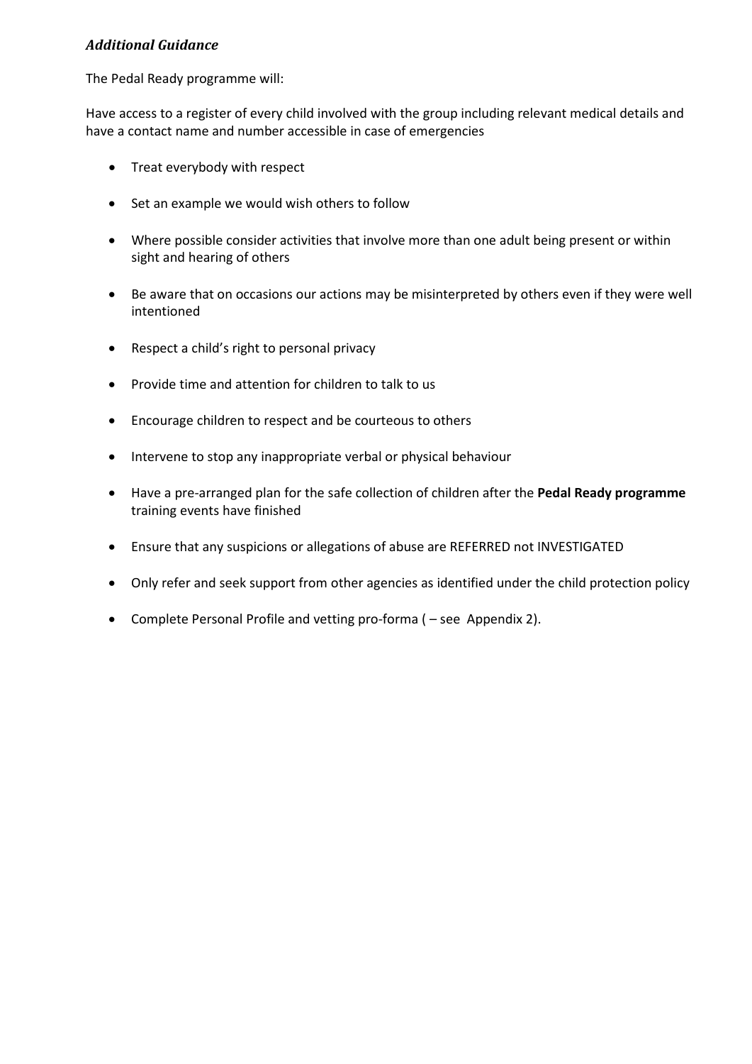### *Additional Guidance*

The Pedal Ready programme will:

Have access to a register of every child involved with the group including relevant medical details and have a contact name and number accessible in case of emergencies

- Treat everybody with respect
- Set an example we would wish others to follow
- Where possible consider activities that involve more than one adult being present or within sight and hearing of others
- Be aware that on occasions our actions may be misinterpreted by others even if they were well intentioned
- Respect a child's right to personal privacy
- Provide time and attention for children to talk to us
- Encourage children to respect and be courteous to others
- Intervene to stop any inappropriate verbal or physical behaviour
- Have a pre-arranged plan for the safe collection of children after the **Pedal Ready programme** training events have finished
- Ensure that any suspicions or allegations of abuse are REFERRED not INVESTIGATED
- Only refer and seek support from other agencies as identified under the child protection policy
- Complete Personal Profile and vetting pro-forma ( – see Appendix 2).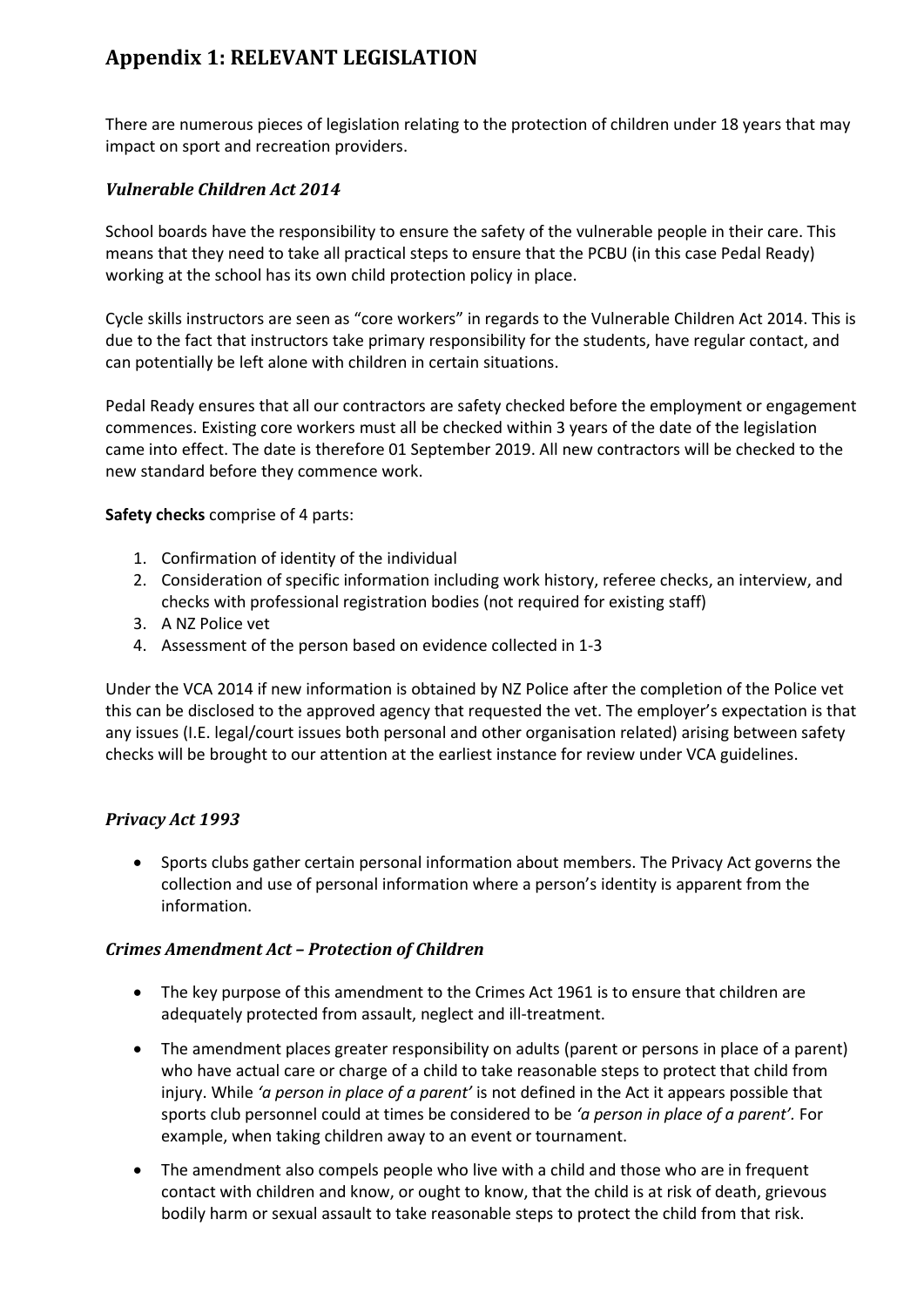# Appendix 1: RELEVANT LEGISLATION

There are numerous pieces of legislation relating to the protection of children under 18 years that may impact on sport and recreation providers.

### *Vulnerable Children Act 2014*

School boards have the responsibility to ensure the safety of the vulnerable people in their care. This means that they need to take all practical steps to ensure that the PCBU (in this case Pedal Ready) working at the school has its own child protection policy in place.

Cycle skills instructors are seen as "core workers" in regards to the Vulnerable Children Act 2014. This is due to the fact that instructors take primary responsibility for the students, have regular contact, and can potentially be left alone with children in certain situations.

Pedal Ready ensures that all our contractors are safety checked before the employment or engagement commences. Existing core workers must all be checked within 3 years of the date of the legislation came into effect. The date is therefore 01 September 2019. All new contractors will be checked to the new standard before they commence work.

**Safety checks** comprise of 4 parts:

1. Confirmation of identity of the individual
2. Consideration of specific information including work history, referee checks, an interview, and checks with professional registration bodies (not required for existing staff)
3. A NZ Police vet
4. Assessment of the person based on evidence collected in 1-3

Under the VCA 2014 if new information is obtained by NZ Police after the completion of the Police vet this can be disclosed to the approved agency that requested the vet. The employer's expectation is that any issues (I.E. legal/court issues both personal and other organisation related) arising between safety checks will be brought to our attention at the earliest instance for review under VCA guidelines.

### *Privacy Act 1993*

- Sports clubs gather certain personal information about members. The Privacy Act governs the collection and use of personal information where a person's identity is apparent from the information.

### *Crimes Amendment Act – Protection of Children*

- The key purpose of this amendment to the Crimes Act 1961 is to ensure that children are adequately protected from assault, neglect and ill-treatment.
- The amendment places greater responsibility on adults (parent or persons in place of a parent) who have actual care or charge of a child to take reasonable steps to protect that child from injury. While *'a person in place of a parent'* is not defined in the Act it appears possible that sports club personnel could at times be considered to be *'a person in place of a parent'.* For example, when taking children away to an event or tournament.
- The amendment also compels people who live with a child and those who are in frequent contact with children and know, or ought to know, that the child is at risk of death, grievous bodily harm or sexual assault to take reasonable steps to protect the child from that risk.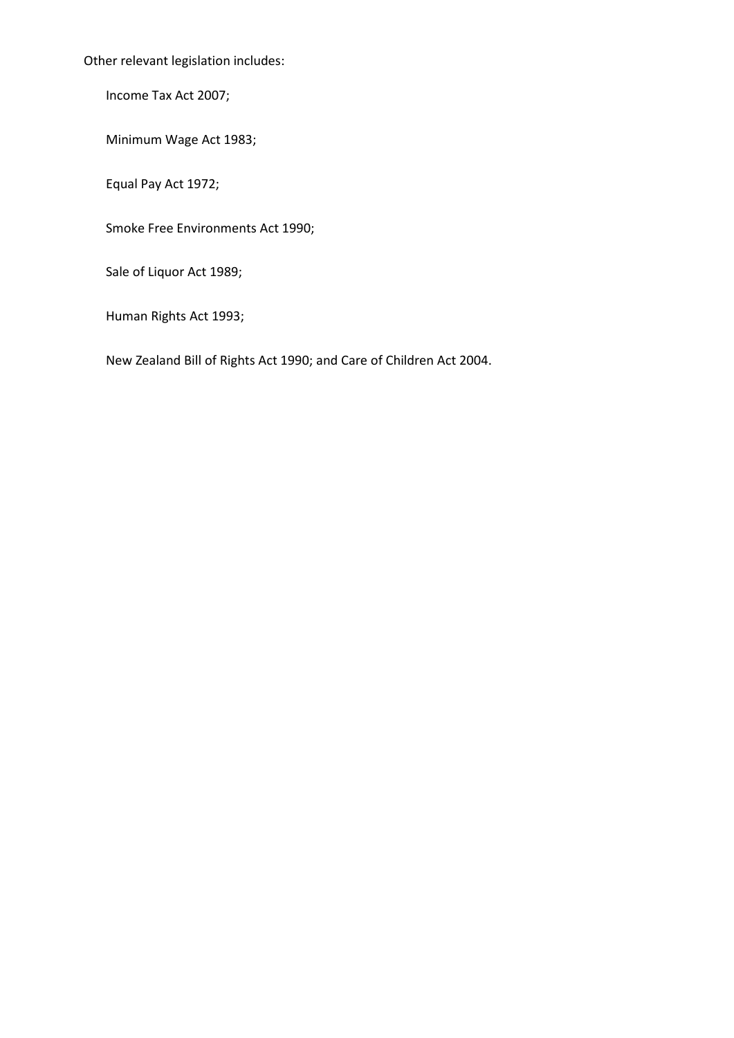Other relevant legislation includes:

- Income Tax Act 2007;
- Minimum Wage Act 1983;
- Equal Pay Act 1972;
- Smoke Free Environments Act 1990;
- Sale of Liquor Act 1989;
- Human Rights Act 1993;
- New Zealand Bill of Rights Act 1990; and Care of Children Act 2004.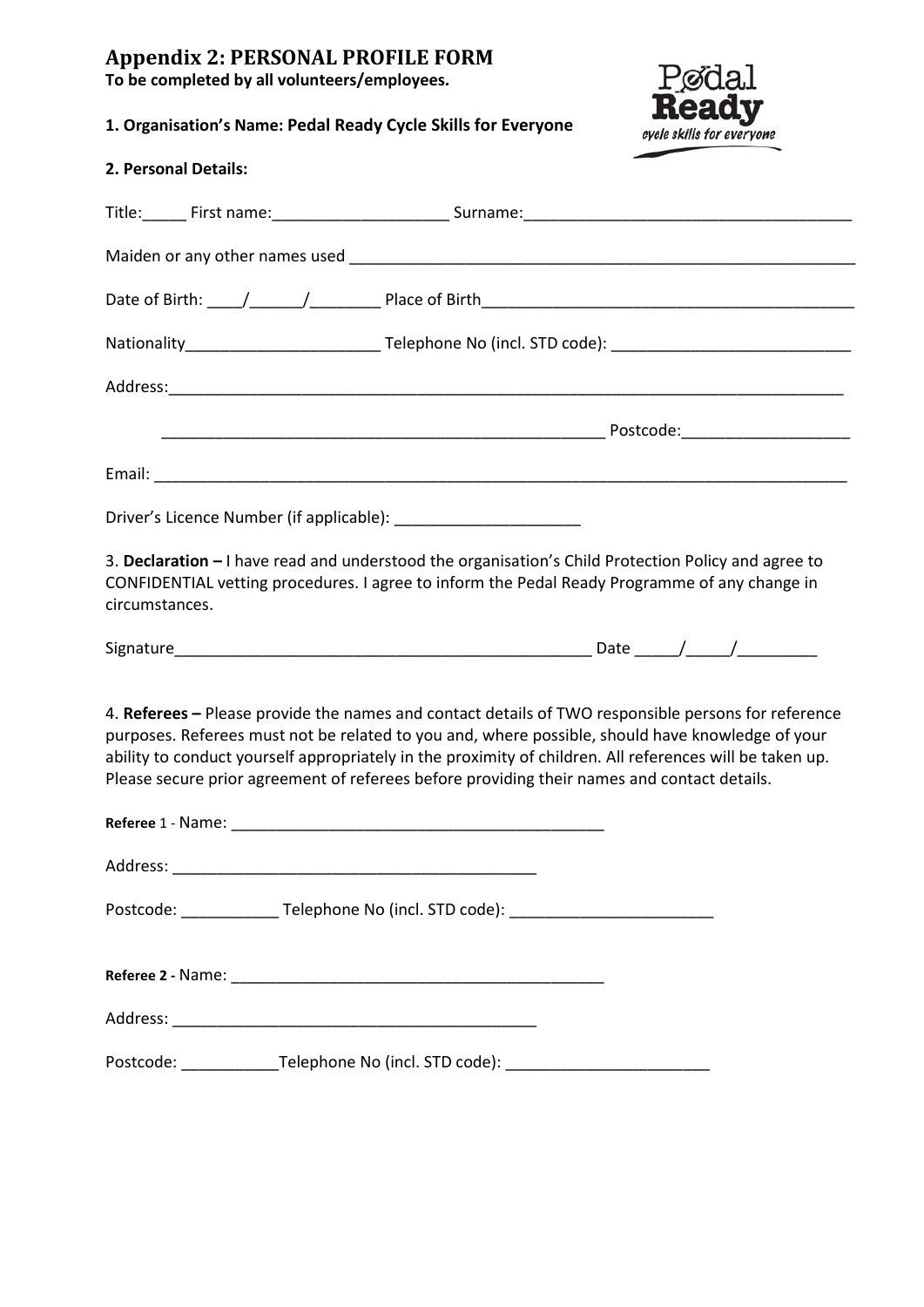# Appendix 2: PERSONAL PROFILE FORM

**To be completed by all volunteers/employees.**

**1. Organisation's Name: Pedal Ready Cycle Skills for Everyone**

**2. Personal Details:**

Title:_____ First name:____________________ Surname:______________________________________

Maiden or any other names used ___________________________________________________________

Date of Birth: ____/______/________ Place of Birth___________________________________________

Nationality______________________ Telephone No (incl. STD code): ___________________________

Address:_____________________________________________________________________________

___________________________________________________ Postcode:___________________

Email: _______________________________________________________________________________

Driver's Licence Number (if applicable): _____________________

3. **Declaration –** I have read and understood the organisation's Child Protection Policy and agree to CONFIDENTIAL vetting procedures. I agree to inform the Pedal Ready Programme of any change in circumstances.

Signature_________________________________________________ Date _____/_____/_________

4. **Referees –** Please provide the names and contact details of TWO responsible persons for reference purposes. Referees must not be related to you and, where possible, should have knowledge of your ability to conduct yourself appropriately in the proximity of children. All references will be taken up. Please secure prior agreement of referees before providing their names and contact details.

**Referee** 1 - Name: ____________________________________________

Address: ___________________________________________

Postcode: ___________ Telephone No (incl. STD code): _______________________

**Referee 2 -** Name: ____________________________________________

Address: ___________________________________________

Postcode: ___________Telephone No (incl. STD code): _______________________